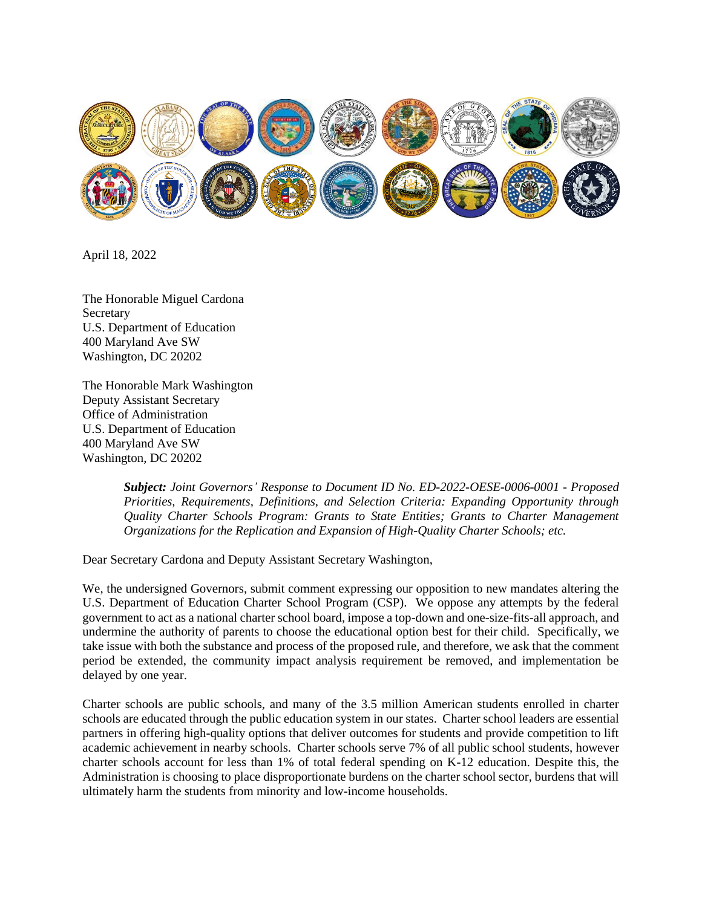April 18, 2022

The Honorable Miguel Cardona
Secretary
U.S. Department of Education
400 Maryland Ave SW
Washington, DC 20202

The Honorable Mark Washington
Deputy Assistant Secretary
Office of Administration
U.S. Department of Education
400 Maryland Ave SW
Washington, DC 20202

> ***Subject:*** *Joint Governors' Response to Document ID No. ED-2022-OESE-0006-0001 - Proposed Priorities, Requirements, Definitions, and Selection Criteria: Expanding Opportunity through Quality Charter Schools Program: Grants to State Entities; Grants to Charter Management Organizations for the Replication and Expansion of High-Quality Charter Schools; etc.*

Dear Secretary Cardona and Deputy Assistant Secretary Washington,

We, the undersigned Governors, submit comment expressing our opposition to new mandates altering the U.S. Department of Education Charter School Program (CSP). We oppose any attempts by the federal government to act as a national charter school board, impose a top-down and one-size-fits-all approach, and undermine the authority of parents to choose the educational option best for their child. Specifically, we take issue with both the substance and process of the proposed rule, and therefore, we ask that the comment period be extended, the community impact analysis requirement be removed, and implementation be delayed by one year.

Charter schools are public schools, and many of the 3.5 million American students enrolled in charter schools are educated through the public education system in our states. Charter school leaders are essential partners in offering high-quality options that deliver outcomes for students and provide competition to lift academic achievement in nearby schools. Charter schools serve 7% of all public school students, however charter schools account for less than 1% of total federal spending on K-12 education. Despite this, the Administration is choosing to place disproportionate burdens on the charter school sector, burdens that will ultimately harm the students from minority and low-income households.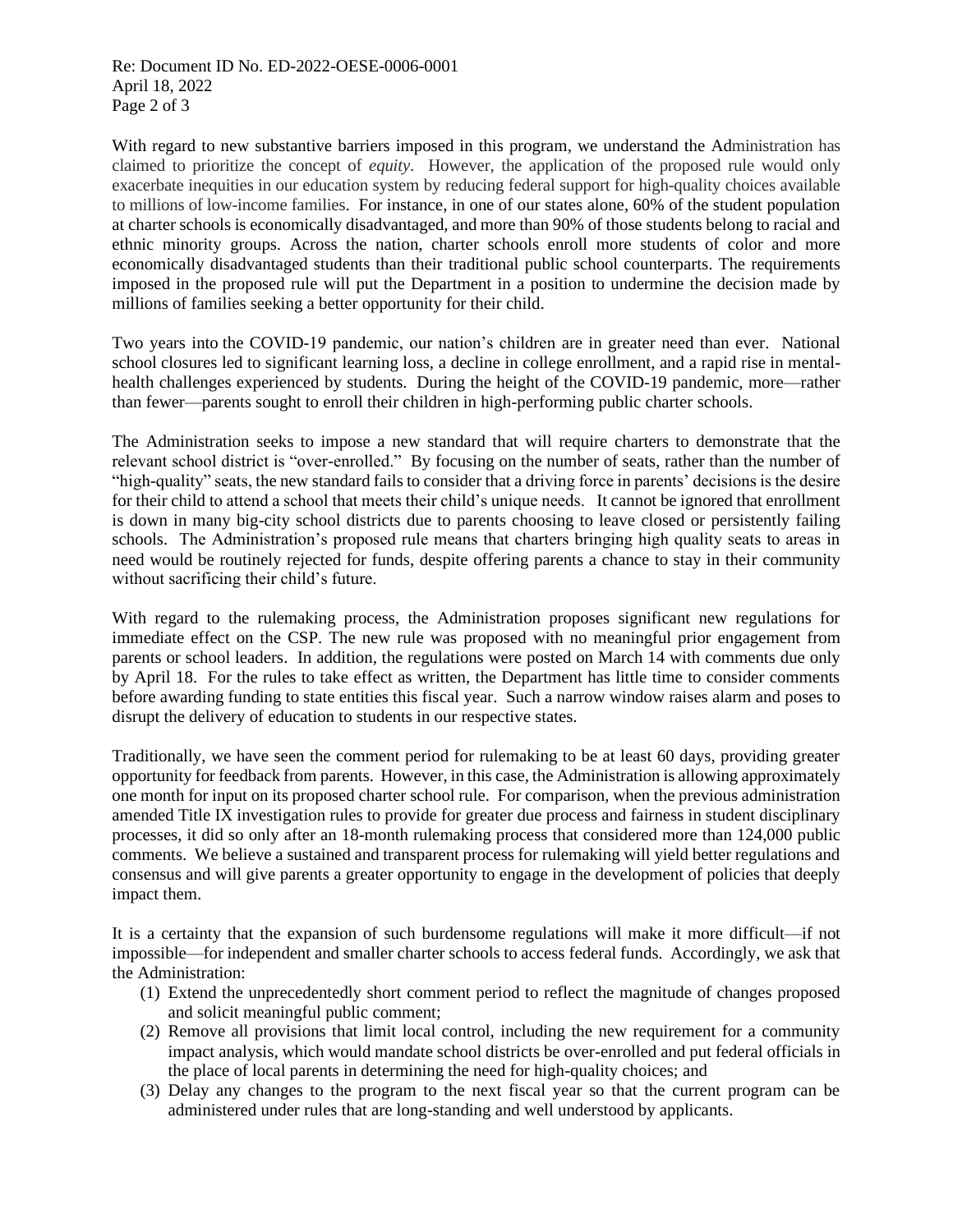With regard to new substantive barriers imposed in this program, we understand the Administration has claimed to prioritize the concept of *equity*. However, the application of the proposed rule would only exacerbate inequities in our education system by reducing federal support for high-quality choices available to millions of low-income families. For instance, in one of our states alone, 60% of the student population at charter schools is economically disadvantaged, and more than 90% of those students belong to racial and ethnic minority groups. Across the nation, charter schools enroll more students of color and more economically disadvantaged students than their traditional public school counterparts. The requirements imposed in the proposed rule will put the Department in a position to undermine the decision made by millions of families seeking a better opportunity for their child.

Two years into the COVID-19 pandemic, our nation's children are in greater need than ever. National school closures led to significant learning loss, a decline in college enrollment, and a rapid rise in mental-health challenges experienced by students. During the height of the COVID-19 pandemic, more—rather than fewer—parents sought to enroll their children in high-performing public charter schools.

The Administration seeks to impose a new standard that will require charters to demonstrate that the relevant school district is "over-enrolled." By focusing on the number of seats, rather than the number of "high-quality" seats, the new standard fails to consider that a driving force in parents' decisions is the desire for their child to attend a school that meets their child's unique needs. It cannot be ignored that enrollment is down in many big-city school districts due to parents choosing to leave closed or persistently failing schools. The Administration's proposed rule means that charters bringing high quality seats to areas in need would be routinely rejected for funds, despite offering parents a chance to stay in their community without sacrificing their child's future.

With regard to the rulemaking process, the Administration proposes significant new regulations for immediate effect on the CSP. The new rule was proposed with no meaningful prior engagement from parents or school leaders. In addition, the regulations were posted on March 14 with comments due only by April 18. For the rules to take effect as written, the Department has little time to consider comments before awarding funding to state entities this fiscal year. Such a narrow window raises alarm and poses to disrupt the delivery of education to students in our respective states.

Traditionally, we have seen the comment period for rulemaking to be at least 60 days, providing greater opportunity for feedback from parents. However, in this case, the Administration is allowing approximately one month for input on its proposed charter school rule. For comparison, when the previous administration amended Title IX investigation rules to provide for greater due process and fairness in student disciplinary processes, it did so only after an 18-month rulemaking process that considered more than 124,000 public comments. We believe a sustained and transparent process for rulemaking will yield better regulations and consensus and will give parents a greater opportunity to engage in the development of policies that deeply impact them.

It is a certainty that the expansion of such burdensome regulations will make it more difficult—if not impossible—for independent and smaller charter schools to access federal funds. Accordingly, we ask that the Administration:

(1) Extend the unprecedentedly short comment period to reflect the magnitude of changes proposed and solicit meaningful public comment;
(2) Remove all provisions that limit local control, including the new requirement for a community impact analysis, which would mandate school districts be over-enrolled and put federal officials in the place of local parents in determining the need for high-quality choices; and
(3) Delay any changes to the program to the next fiscal year so that the current program can be administered under rules that are long-standing and well understood by applicants.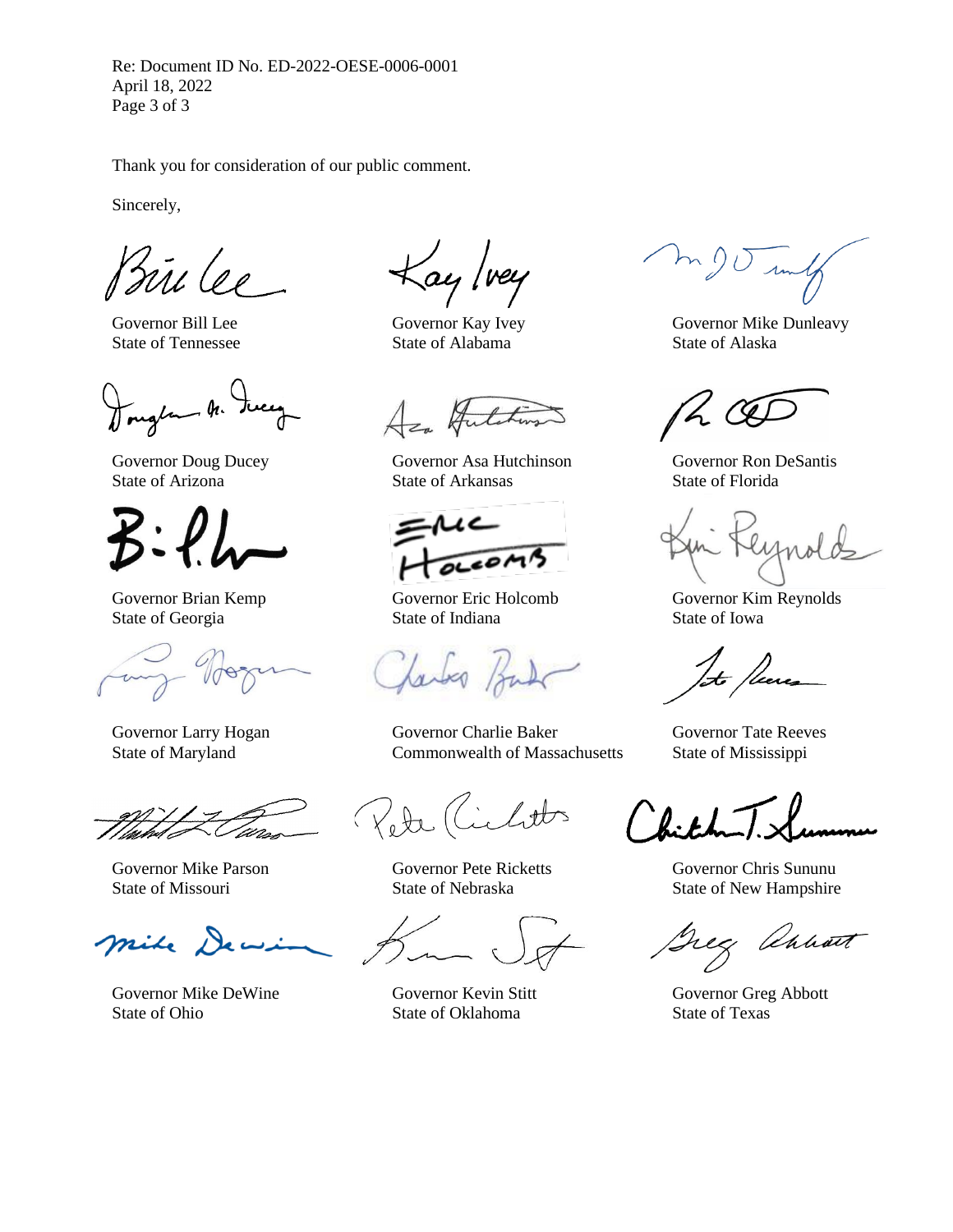Re: Document ID No. ED-2022-OESE-0006-0001
April 18, 2022

Thank you for consideration of our public comment.

Sincerely,

Governor Bill Lee
State of Tennessee

Governor Kay Ivey
State of Alabama

Governor Mike Dunleavy
State of Alaska

Governor Doug Ducey
State of Arizona

Governor Asa Hutchinson
State of Arkansas

Governor Ron DeSantis
State of Florida

Governor Brian Kemp
State of Georgia

Governor Eric Holcomb
State of Indiana

Governor Kim Reynolds
State of Iowa

Governor Larry Hogan
State of Maryland

Governor Charlie Baker
Commonwealth of Massachusetts

Governor Tate Reeves
State of Mississippi

Governor Mike Parson
State of Missouri

Governor Pete Ricketts
State of Nebraska

Governor Chris Sununu
State of New Hampshire

Governor Mike DeWine
State of Ohio

Governor Kevin Stitt
State of Oklahoma

Governor Greg Abbott
State of Texas